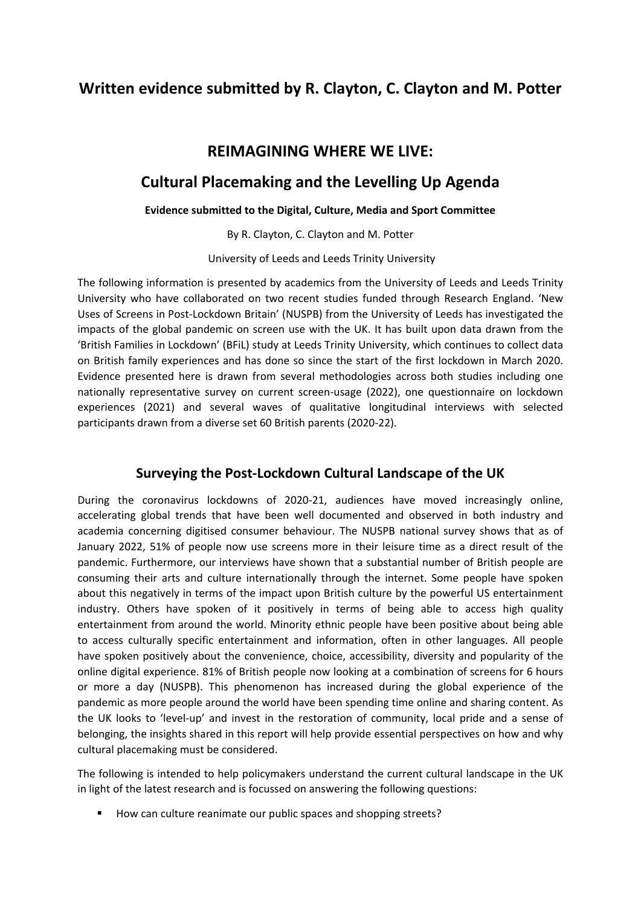# Written evidence submitted by R. Clayton, C. Clayton and M. Potter

## REIMAGINING WHERE WE LIVE:

## Cultural Placemaking and the Levelling Up Agenda

**Evidence submitted to the Digital, Culture, Media and Sport Committee**

By R. Clayton, C. Clayton and M. Potter

University of Leeds and Leeds Trinity University

The following information is presented by academics from the University of Leeds and Leeds Trinity University who have collaborated on two recent studies funded through Research England. 'New Uses of Screens in Post-Lockdown Britain' (NUSPB) from the University of Leeds has investigated the impacts of the global pandemic on screen use with the UK. It has built upon data drawn from the 'British Families in Lockdown' (BFiL) study at Leeds Trinity University, which continues to collect data on British family experiences and has done so since the start of the first lockdown in March 2020. Evidence presented here is drawn from several methodologies across both studies including one nationally representative survey on current screen-usage (2022), one questionnaire on lockdown experiences (2021) and several waves of qualitative longitudinal interviews with selected participants drawn from a diverse set 60 British parents (2020-22).

## Surveying the Post-Lockdown Cultural Landscape of the UK

During the coronavirus lockdowns of 2020-21, audiences have moved increasingly online, accelerating global trends that have been well documented and observed in both industry and academia concerning digitised consumer behaviour. The NUSPB national survey shows that as of January 2022, 51% of people now use screens more in their leisure time as a direct result of the pandemic. Furthermore, our interviews have shown that a substantial number of British people are consuming their arts and culture internationally through the internet. Some people have spoken about this negatively in terms of the impact upon British culture by the powerful US entertainment industry. Others have spoken of it positively in terms of being able to access high quality entertainment from around the world. Minority ethnic people have been positive about being able to access culturally specific entertainment and information, often in other languages. All people have spoken positively about the convenience, choice, accessibility, diversity and popularity of the online digital experience. 81% of British people now looking at a combination of screens for 6 hours or more a day (NUSPB). This phenomenon has increased during the global experience of the pandemic as more people around the world have been spending time online and sharing content. As the UK looks to 'level-up' and invest in the restoration of community, local pride and a sense of belonging, the insights shared in this report will help provide essential perspectives on how and why cultural placemaking must be considered.

The following is intended to help policymakers understand the current cultural landscape in the UK in light of the latest research and is focussed on answering the following questions:

- How can culture reanimate our public spaces and shopping streets?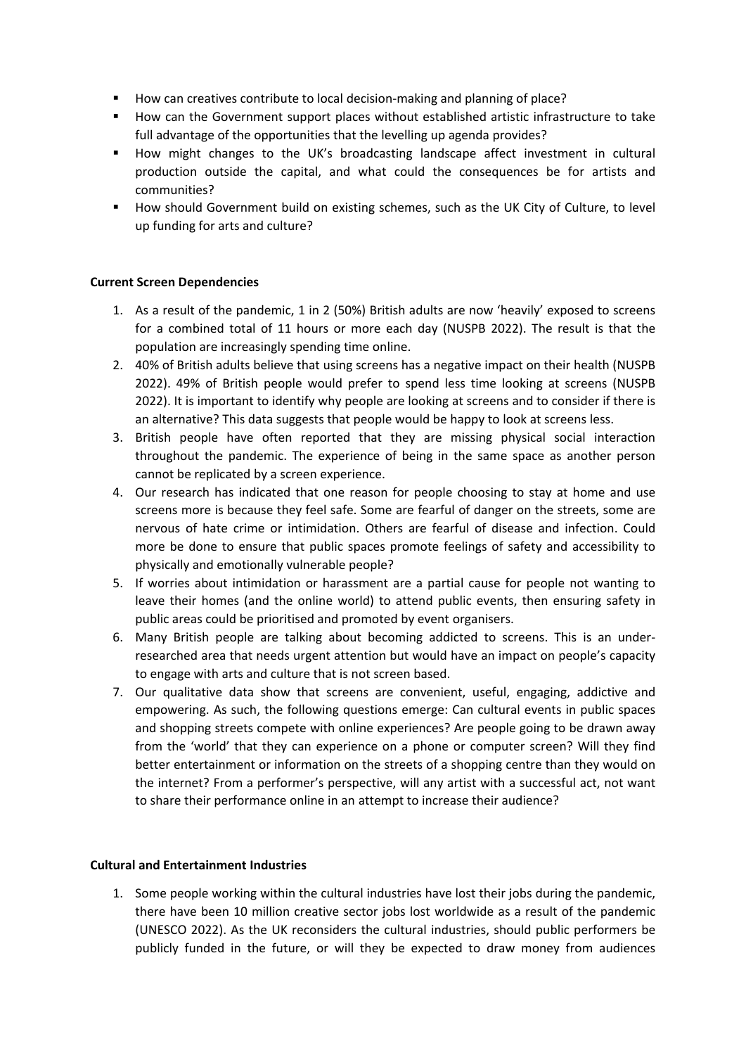- How can creatives contribute to local decision-making and planning of place?
- How can the Government support places without established artistic infrastructure to take full advantage of the opportunities that the levelling up agenda provides?
- How might changes to the UK's broadcasting landscape affect investment in cultural production outside the capital, and what could the consequences be for artists and communities?
- How should Government build on existing schemes, such as the UK City of Culture, to level up funding for arts and culture?

**Current Screen Dependencies**

1. As a result of the pandemic, 1 in 2 (50%) British adults are now 'heavily' exposed to screens for a combined total of 11 hours or more each day (NUSPB 2022). The result is that the population are increasingly spending time online.
2. 40% of British adults believe that using screens has a negative impact on their health (NUSPB 2022). 49% of British people would prefer to spend less time looking at screens (NUSPB 2022). It is important to identify why people are looking at screens and to consider if there is an alternative? This data suggests that people would be happy to look at screens less.
3. British people have often reported that they are missing physical social interaction throughout the pandemic. The experience of being in the same space as another person cannot be replicated by a screen experience.
4. Our research has indicated that one reason for people choosing to stay at home and use screens more is because they feel safe. Some are fearful of danger on the streets, some are nervous of hate crime or intimidation. Others are fearful of disease and infection. Could more be done to ensure that public spaces promote feelings of safety and accessibility to physically and emotionally vulnerable people?
5. If worries about intimidation or harassment are a partial cause for people not wanting to leave their homes (and the online world) to attend public events, then ensuring safety in public areas could be prioritised and promoted by event organisers.
6. Many British people are talking about becoming addicted to screens. This is an under-researched area that needs urgent attention but would have an impact on people's capacity to engage with arts and culture that is not screen based.
7. Our qualitative data show that screens are convenient, useful, engaging, addictive and empowering. As such, the following questions emerge: Can cultural events in public spaces and shopping streets compete with online experiences? Are people going to be drawn away from the 'world' that they can experience on a phone or computer screen? Will they find better entertainment or information on the streets of a shopping centre than they would on the internet? From a performer's perspective, will any artist with a successful act, not want to share their performance online in an attempt to increase their audience?

**Cultural and Entertainment Industries**

1. Some people working within the cultural industries have lost their jobs during the pandemic, there have been 10 million creative sector jobs lost worldwide as a result of the pandemic (UNESCO 2022). As the UK reconsiders the cultural industries, should public performers be publicly funded in the future, or will they be expected to draw money from audiences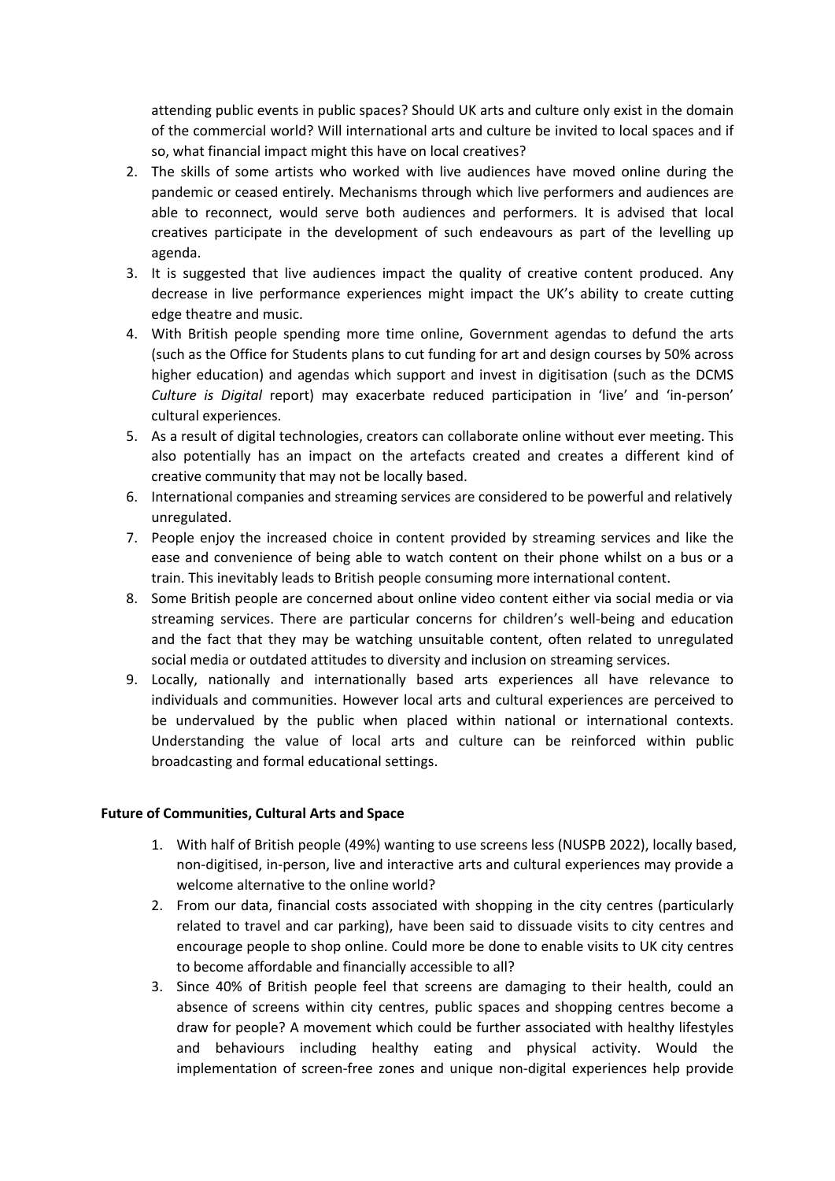attending public events in public spaces? Should UK arts and culture only exist in the domain of the commercial world? Will international arts and culture be invited to local spaces and if so, what financial impact might this have on local creatives?

2. The skills of some artists who worked with live audiences have moved online during the pandemic or ceased entirely. Mechanisms through which live performers and audiences are able to reconnect, would serve both audiences and performers. It is advised that local creatives participate in the development of such endeavours as part of the levelling up agenda.
3. It is suggested that live audiences impact the quality of creative content produced. Any decrease in live performance experiences might impact the UK's ability to create cutting edge theatre and music.
4. With British people spending more time online, Government agendas to defund the arts (such as the Office for Students plans to cut funding for art and design courses by 50% across higher education) and agendas which support and invest in digitisation (such as the DCMS *Culture is Digital* report) may exacerbate reduced participation in 'live' and 'in-person' cultural experiences.
5. As a result of digital technologies, creators can collaborate online without ever meeting. This also potentially has an impact on the artefacts created and creates a different kind of creative community that may not be locally based.
6. International companies and streaming services are considered to be powerful and relatively unregulated.
7. People enjoy the increased choice in content provided by streaming services and like the ease and convenience of being able to watch content on their phone whilst on a bus or a train. This inevitably leads to British people consuming more international content.
8. Some British people are concerned about online video content either via social media or via streaming services. There are particular concerns for children's well-being and education and the fact that they may be watching unsuitable content, often related to unregulated social media or outdated attitudes to diversity and inclusion on streaming services.
9. Locally, nationally and internationally based arts experiences all have relevance to individuals and communities. However local arts and cultural experiences are perceived to be undervalued by the public when placed within national or international contexts. Understanding the value of local arts and culture can be reinforced within public broadcasting and formal educational settings.

**Future of Communities, Cultural Arts and Space**

1. With half of British people (49%) wanting to use screens less (NUSPB 2022), locally based, non-digitised, in-person, live and interactive arts and cultural experiences may provide a welcome alternative to the online world?
2. From our data, financial costs associated with shopping in the city centres (particularly related to travel and car parking), have been said to dissuade visits to city centres and encourage people to shop online. Could more be done to enable visits to UK city centres to become affordable and financially accessible to all?
3. Since 40% of British people feel that screens are damaging to their health, could an absence of screens within city centres, public spaces and shopping centres become a draw for people? A movement which could be further associated with healthy lifestyles and behaviours including healthy eating and physical activity. Would the implementation of screen-free zones and unique non-digital experiences help provide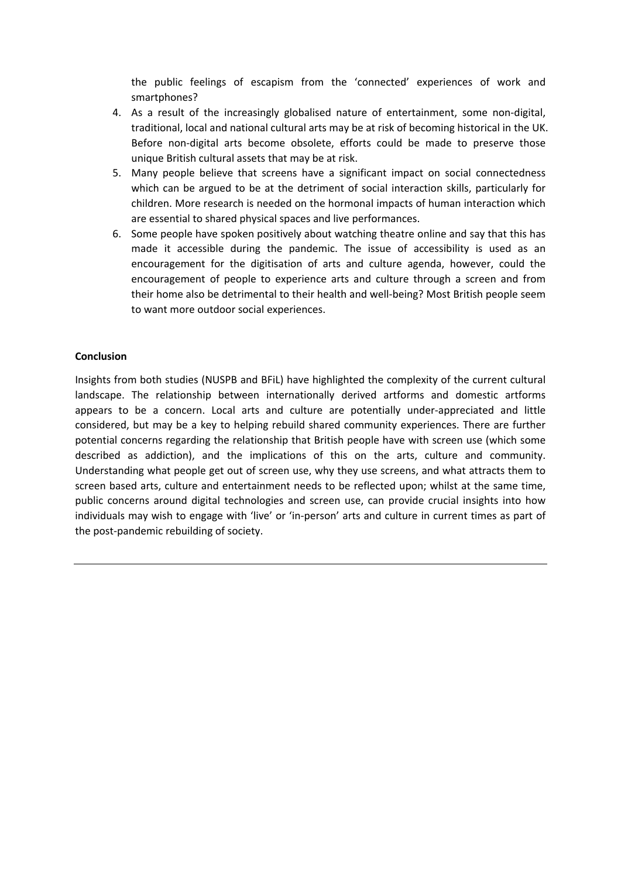the public feelings of escapism from the 'connected' experiences of work and smartphones?

4. As a result of the increasingly globalised nature of entertainment, some non-digital, traditional, local and national cultural arts may be at risk of becoming historical in the UK. Before non-digital arts become obsolete, efforts could be made to preserve those unique British cultural assets that may be at risk.
5. Many people believe that screens have a significant impact on social connectedness which can be argued to be at the detriment of social interaction skills, particularly for children. More research is needed on the hormonal impacts of human interaction which are essential to shared physical spaces and live performances.
6. Some people have spoken positively about watching theatre online and say that this has made it accessible during the pandemic. The issue of accessibility is used as an encouragement for the digitisation of arts and culture agenda, however, could the encouragement of people to experience arts and culture through a screen and from their home also be detrimental to their health and well-being? Most British people seem to want more outdoor social experiences.

**Conclusion**

Insights from both studies (NUSPB and BFiL) have highlighted the complexity of the current cultural landscape. The relationship between internationally derived artforms and domestic artforms appears to be a concern. Local arts and culture are potentially under-appreciated and little considered, but may be a key to helping rebuild shared community experiences. There are further potential concerns regarding the relationship that British people have with screen use (which some described as addiction), and the implications of this on the arts, culture and community. Understanding what people get out of screen use, why they use screens, and what attracts them to screen based arts, culture and entertainment needs to be reflected upon; whilst at the same time, public concerns around digital technologies and screen use, can provide crucial insights into how individuals may wish to engage with 'live' or 'in-person' arts and culture in current times as part of the post-pandemic rebuilding of society.

---